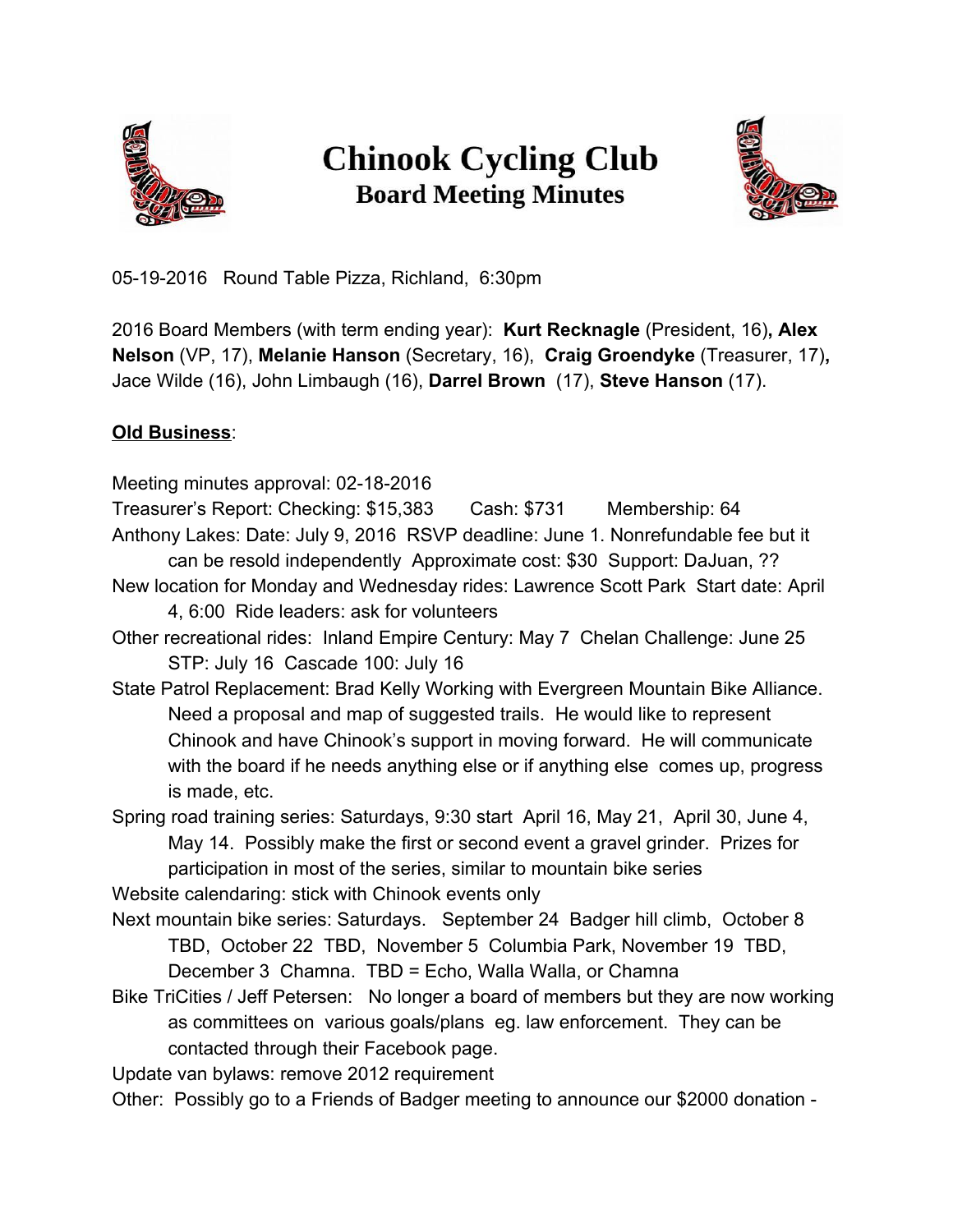# Chinook Cycling Club

## Board Meeting Minutes

05-19-2016   Round Table Pizza, Richland,  6:30pm

2016 Board Members (with term ending year):  **Kurt Recknagle** (President, 16)**, Alex Nelson** (VP, 17), **Melanie Hanson** (Secretary, 16),  **Craig Groendyke** (Treasurer, 17)**,** Jace Wilde (16), John Limbaugh (16), **Darrel Brown**  (17), **Steve Hanson** (17).

**Old Business**:

Meeting minutes approval: 02-18-2016

Treasurer's Report: Checking: $15,383    Cash: $731    Membership: 64

Anthony Lakes: Date: July 9, 2016  RSVP deadline: June 1. Nonrefundable fee but it can be resold independently  Approximate cost: $30  Support: DaJuan, ??

New location for Monday and Wednesday rides: Lawrence Scott Park  Start date: April 4, 6:00  Ride leaders: ask for volunteers

Other recreational rides:  Inland Empire Century: May 7  Chelan Challenge: June 25  STP: July 16  Cascade 100: July 16

State Patrol Replacement: Brad Kelly Working with Evergreen Mountain Bike Alliance. Need a proposal and map of suggested trails.  He would like to represent Chinook and have Chinook's support in moving forward.  He will communicate with the board if he needs anything else or if anything else  comes up, progress is made, etc.

Spring road training series: Saturdays, 9:30 start  April 16, May 21,  April 30, June 4, May 14.  Possibly make the first or second event a gravel grinder.  Prizes for participation in most of the series, similar to mountain bike series

Website calendaring: stick with Chinook events only

Next mountain bike series: Saturdays.   September 24  Badger hill climb,  October 8  TBD,  October 22  TBD,  November 5  Columbia Park, November 19  TBD, December 3  Chamna.  TBD = Echo, Walla Walla, or Chamna

Bike TriCities / Jeff Petersen:   No longer a board of members but they are now working as committees on  various goals/plans  eg. law enforcement.  They can be contacted through their Facebook page.

Update van bylaws: remove 2012 requirement

Other:  Possibly go to a Friends of Badger meeting to announce our $2000 donation -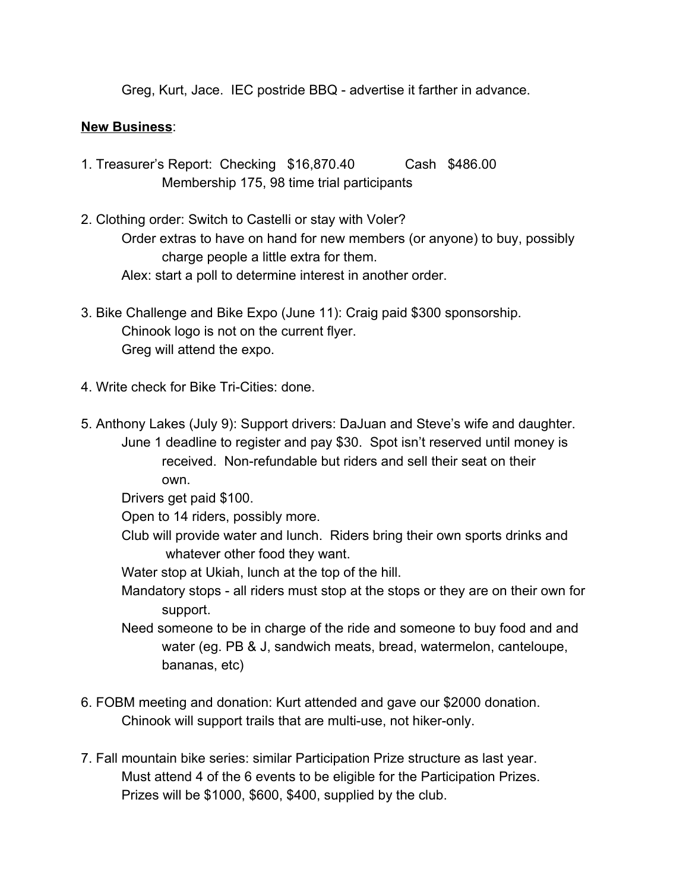Greg, Kurt, Jace. IEC postride BBQ - advertise it farther in advance.

**New Business**:

1. Treasurer's Report: Checking $16,870.40 Cash $486.00
   Membership 175, 98 time trial participants

2. Clothing order: Switch to Castelli or stay with Voler?
   Order extras to have on hand for new members (or anyone) to buy, possibly charge people a little extra for them.
   Alex: start a poll to determine interest in another order.

3. Bike Challenge and Bike Expo (June 11): Craig paid $300 sponsorship.
   Chinook logo is not on the current flyer.
   Greg will attend the expo.

4. Write check for Bike Tri-Cities: done.

5. Anthony Lakes (July 9): Support drivers: DaJuan and Steve's wife and daughter.
   June 1 deadline to register and pay $30. Spot isn't reserved until money is received. Non-refundable but riders and sell their seat on their own.
   Drivers get paid $100.
   Open to 14 riders, possibly more.
   Club will provide water and lunch. Riders bring their own sports drinks and whatever other food they want.
   Water stop at Ukiah, lunch at the top of the hill.
   Mandatory stops - all riders must stop at the stops or they are on their own for support.
   Need someone to be in charge of the ride and someone to buy food and and water (eg. PB & J, sandwich meats, bread, watermelon, canteloupe, bananas, etc)

6. FOBM meeting and donation: Kurt attended and gave our $2000 donation.
   Chinook will support trails that are multi-use, not hiker-only.

7. Fall mountain bike series: similar Participation Prize structure as last year.
   Must attend 4 of the 6 events to be eligible for the Participation Prizes.
   Prizes will be $1000, $600, $400, supplied by the club.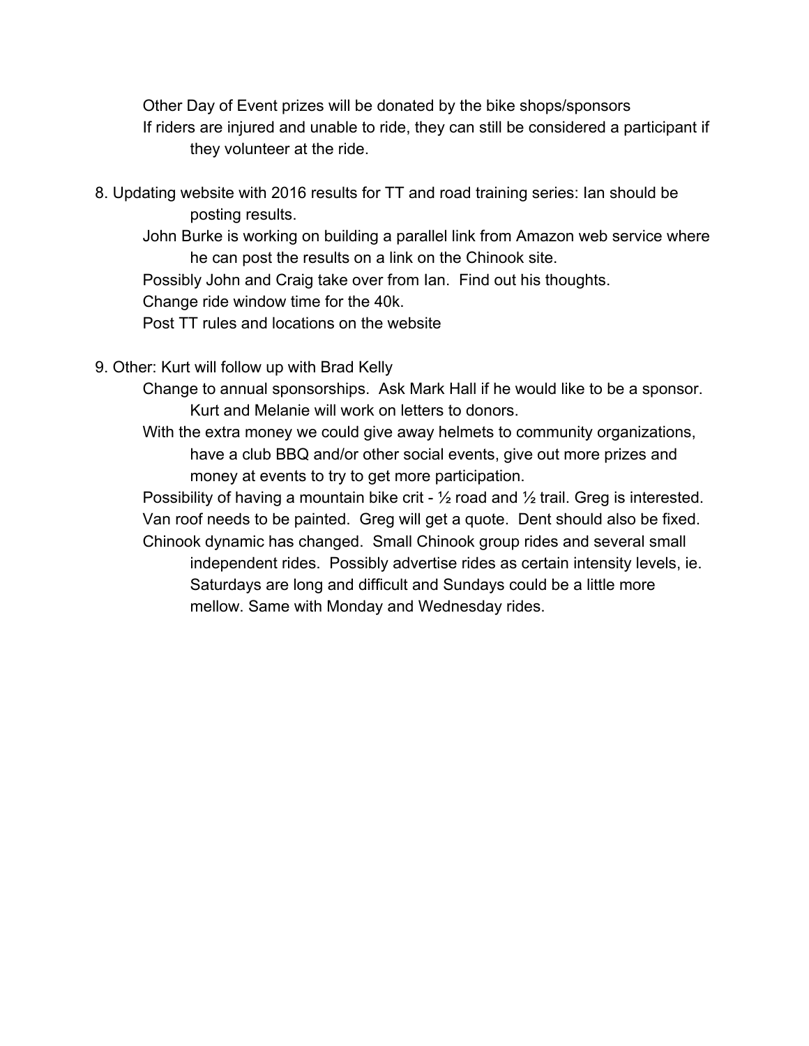Other Day of Event prizes will be donated by the bike shops/sponsors

If riders are injured and unable to ride, they can still be considered a participant if they volunteer at the ride.

8. Updating website with 2016 results for TT and road training series: Ian should be posting results.

   John Burke is working on building a parallel link from Amazon web service where he can post the results on a link on the Chinook site.

   Possibly John and Craig take over from Ian. Find out his thoughts.

   Change ride window time for the 40k.

   Post TT rules and locations on the website

9. Other: Kurt will follow up with Brad Kelly

   Change to annual sponsorships. Ask Mark Hall if he would like to be a sponsor. Kurt and Melanie will work on letters to donors.

   With the extra money we could give away helmets to community organizations, have a club BBQ and/or other social events, give out more prizes and money at events to try to get more participation.

   Possibility of having a mountain bike crit - ½ road and ½ trail. Greg is interested.

   Van roof needs to be painted. Greg will get a quote. Dent should also be fixed.

   Chinook dynamic has changed. Small Chinook group rides and several small independent rides. Possibly advertise rides as certain intensity levels, ie. Saturdays are long and difficult and Sundays could be a little more mellow. Same with Monday and Wednesday rides.